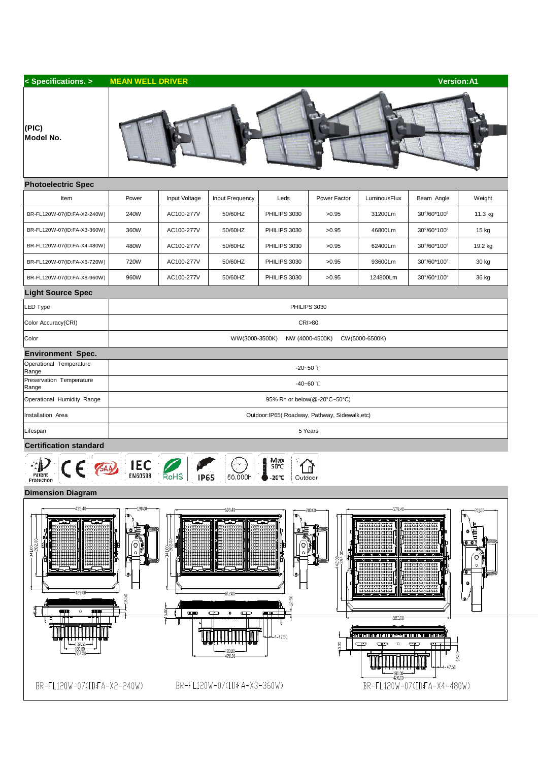## < Specifications. > MEAN WELL DRIVER Version:A1

**(PIC)**
**Model No.**

### Photoelectric Spec

| Item | Power | Input Voltage | Input Frequency | Leds | Power Factor | LuminousFlux | Beam Angle | Weight |
|---|---|---|---|---|---|---|---|---|
| BR-FL120W-07(ID:FA-X2-240W) | 240W | AC100-277V | 50/60HZ | PHILIPS 3030 | >0.95 | 31200Lm | 30°/60°100° | 11.3 kg |
| BR-FL120W-07(ID:FA-X3-360W) | 360W | AC100-277V | 50/60HZ | PHILIPS 3030 | >0.95 | 46800Lm | 30°/60°100° | 15 kg |
| BR-FL120W-07(ID:FA-X4-480W) | 480W | AC100-277V | 50/60HZ | PHILIPS 3030 | >0.95 | 62400Lm | 30°/60°100° | 19.2 kg |
| BR-FL120W-07(ID:FA-X6-720W) | 720W | AC100-277V | 50/60HZ | PHILIPS 3030 | >0.95 | 93600Lm | 30°/60°100° | 30 kg |
| BR-FL120W-07(ID:FA-X8-960W) | 960W | AC100-277V | 50/60HZ | PHILIPS 3030 | >0.95 | 124800Lm | 30°/60°100° | 36 kg |

### Light Source Spec

| | |
|---|---|
| LED Type | PHILIPS 3030 |
| Color Accuracy(CRI) | CRI>80 |
| Color | WW(3000-3500K) NW (4000-4500K) CW(5000-6500K) |

### Environment Spec.

| | |
|---|---|
| Operational Temperature Range | -20~50 ℃ |
| Preservation Temperature Range | -40~60 ℃ |
| Operational Humidity Range | 95% Rh or below(@-20°C~50°C) |
| Installation Area | Outdoor:IP65( Roadway, Pathway, Sidewalk,etc) |
| Lifespan | 5 Years |

### Certification standard

Patent Protection, CE, SAA, IEC EN60598, RoHS, IP65, 50,000h, Max 50℃ -20℃, Outdoor

### Dimension Diagram

BR-FL120W-07(ID:FA-X2-240W)

BR-FL120W-07(ID:FA-X3-360W)

BR-FL120W-07(ID:FA-X4-480W)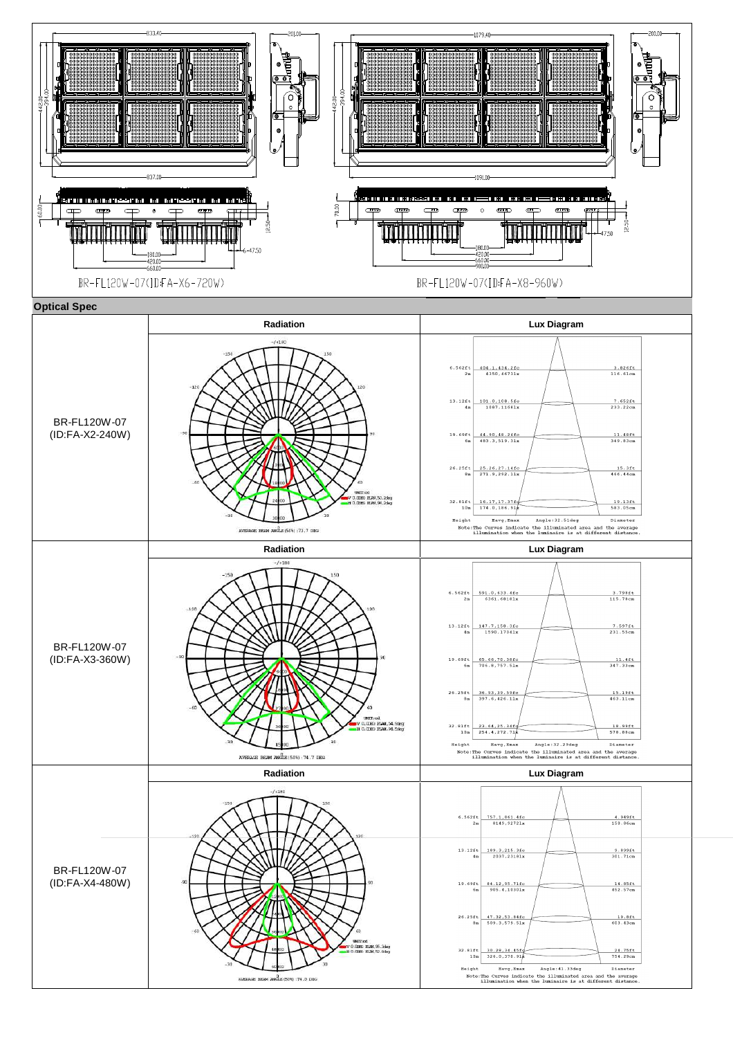BR-FL120W-07(ID:FA-X6-720W)

BR-FL120W-07(ID:FA-X8-960W)

## Optical Spec

| | Radiation | Lux Diagram |
|---|---|---|
| BR-FL120W-07 (ID:FA-X2-240W) | AVERAGE BEAM ANGLE(50%):73.7 DEG | Angle:32.51deg |
| BR-FL120W-07 (ID:FA-X3-360W) | AVERAGE BEAM ANGLE(50%):74.7 DEG | Angle:32.29deg |
| BR-FL120W-07 (ID:FA-X4-480W) | AVERAGE BEAM ANGLE(50%):74.0 DEG | Angle:41.33deg |

**BR-FL120W-07 (ID:FA-X2-240W) Lux Diagram**

| Height | Eavg,Emax | Diameter |
|---|---|---|
| 6.562ft / 2m | 404.1,434.2fc / 4350,4673lx | 3.826ft / 116.61cm |
| 13.12ft / 4m | 101.0,108.5fc / 1087,1168lx | 7.652ft / 233.22cm |
| 19.69ft / 6m | 44.90,48.24fc / 483.3,519.3lx | 11.48ft / 349.83cm |
| 26.25ft / 8m | 25.26,27.14fc / 271.9,292.1lx | 15.3ft / 466.44cm |
| 32.81ft / 10m | 16.17,17.37fc / 174.0,186.9lx | 19.13ft / 583.05cm |

**BR-FL120W-07 (ID:FA-X3-360W) Lux Diagram**

| Height | Eavg,Emax | Diameter |
|---|---|---|
| 6.562ft / 2m | 591.0,633.4fc / 6361,6818lx | 3.799ft / 115.78cm |
| 13.12ft / 4m | 147.7,158.3fc / 1590,1704lx | 7.597ft / 231.55cm |
| 19.69ft / 6m | 65.66,70.38fc / 706.8,757.5lx | 11.4ft / 347.33cm |
| 26.25ft / 8m | 36.93,39.59fc / 397.6,426.1lx | 15.19ft / 463.11cm |
| 32.81ft / 10m | 23.64,25.34fc / 254.4,272.7lx | 18.99ft / 578.88cm |

**BR-FL120W-07 (ID:FA-X4-480W) Lux Diagram**

| Height | Eavg,Emax | Diameter |
|---|---|---|
| 6.562ft / 2m | 757.1,861.4fc / 8149,9272lx | 4.949ft / 150.86cm |
| 13.12ft / 4m | 189.3,215.3fc / 2037,2318lx | 9.899ft / 301.71cm |
| 19.69ft / 6m | 84.12,95.71fc / 905.4,1030lx | 14.85ft / 452.57cm |
| 26.25ft / 8m | 47.32,53.84fc / 509.3,579.5lx | 19.8ft / 603.43cm |
| 32.81ft / 10m | 30.28,34.45fc / 326.0,370.9lx | 24.75ft / 754.29cm |

Note: The Curves indicate the illuminated area and the average illumination when the luminaire is at different distance.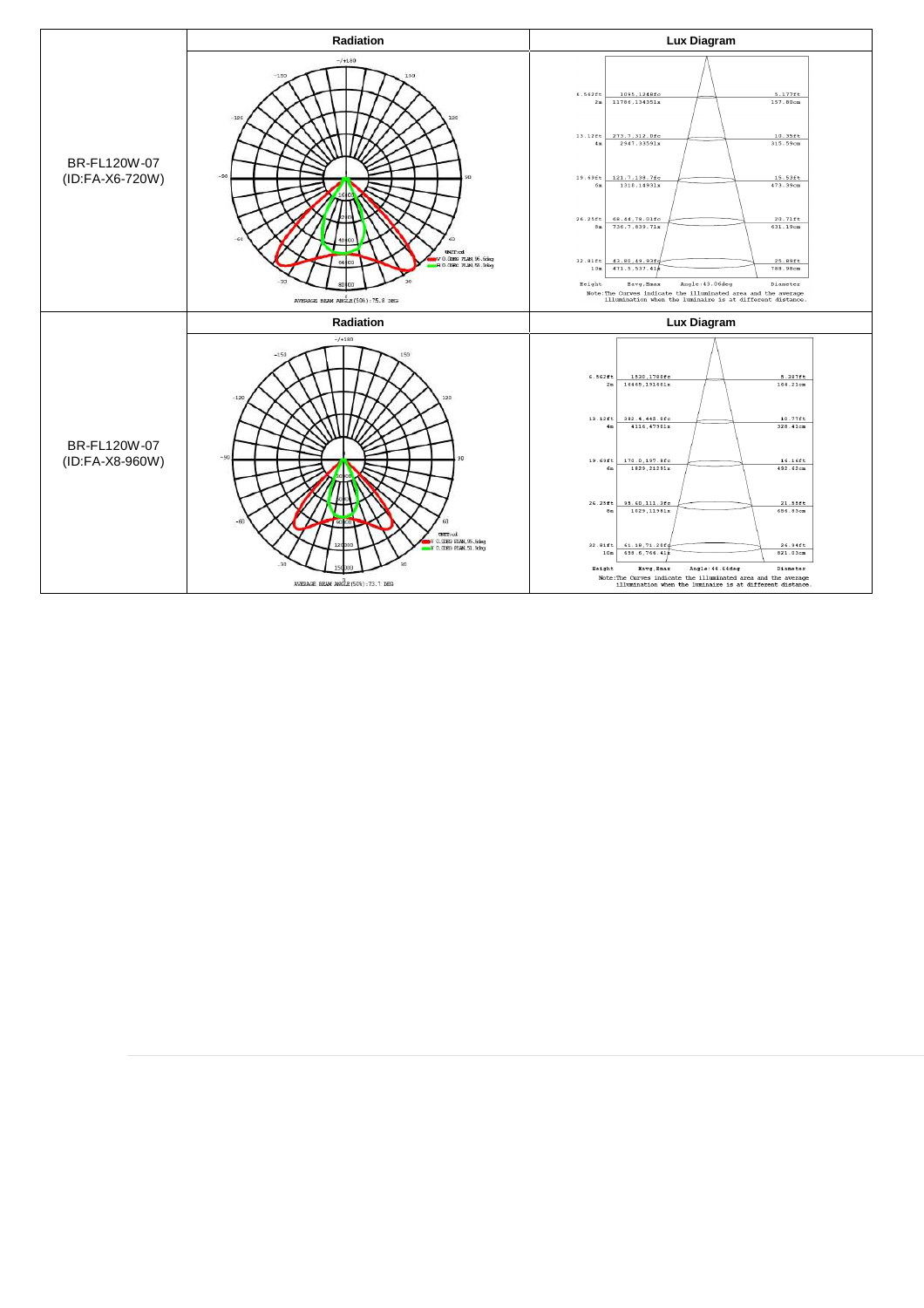| | Radiation | Lux Diagram |
|---|---|---|
| BR-FL120W-07 (ID:FA-X6-720W) | AVERAGE BEAM ANGLE(50%):75.8 DEG | Angle:43.06deg |
| | **Radiation** | **Lux Diagram** |
| BR-FL120W-07 (ID:FA-X8-960W) | AVERAGE BEAM ANGLE(50%):73.7 DEG | Angle:44.64deg |

**BR-FL120W-07 (ID:FA-X6-720W) — Lux Diagram**

| Height | Eavg.Emax | Diameter |
|---|---|---|
| 6.562ft / 2m | 1095.1248fc / 11786.13435lx | 5.177ft / 157.80cm |
| 13.12ft / 4m | 273.7.312.0fc / 2947.33591x | 10.35ft / 315.59cm |
| 19.69ft / 6m | 121.7.138.7fc / 1310.14931x | 15.53ft / 473.39cm |
| 26.25ft / 8m | 68.44.78.01fc / 736.7.839.71x | 20.71ft / 631.19cm |
| 32.81ft / 10m | 43.80.49.93fc / 471.5.537.41x | 25.89ft / 788.98cm |

Note:The Curves indicate the illuminated area and the average illumination when the luminaire is at different distance.

**BR-FL120W-07 (ID:FA-X8-960W) — Lux Diagram**

| Height | Eavg.Emax | Diameter |
|---|---|---|
| 6.562ft / 2m | 1530.1788fc / 16465.19146lx | 5.387ft / 164.21cm |
| 13.12ft / 4m | 382.4.445.8fc / 4116.4798lx | 10.77ft / 328.41cm |
| 19.69ft / 6m | 170.0.197.9fc / 1829.2128lx | 16.16ft / 492.62cm |
| 26.25ft / 8m | 95.60.111.3fc / 1029.1198lx | 21.55ft / 656.83cm |
| 32.81ft / 10m | 61.18.71.28fc / 658.6.766.4lx | 26.94ft / 821.03cm |

Note:The Curves indicate the illuminated area and the average illumination when the luminaire is at different distance.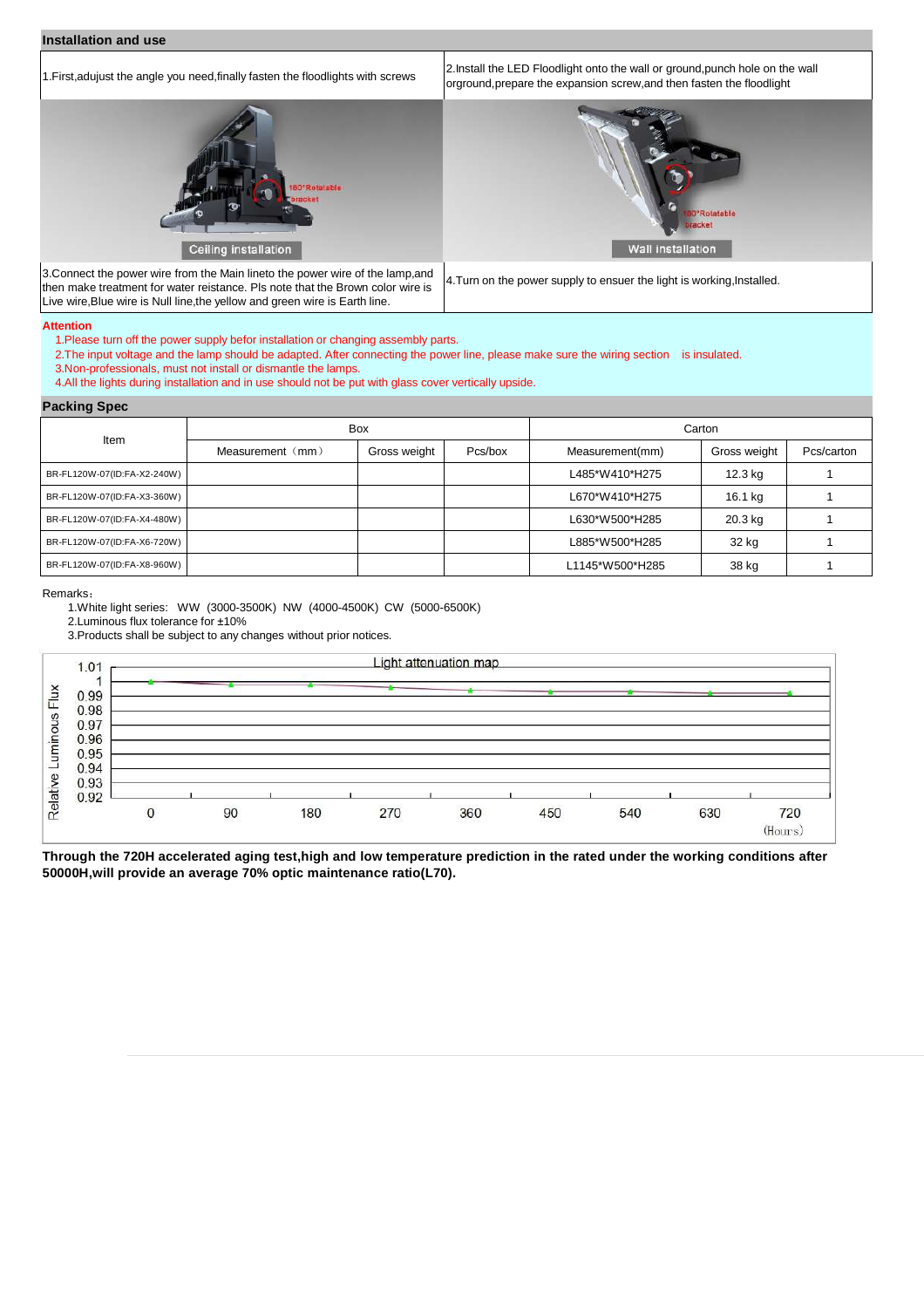## Installation and use

| | |
|---|---|
| 1.First,adujust the angle you need,finally fasten the floodlights with screws | 2.Install the LED Floodlight onto the wall or ground,punch hole on the wall orground,prepare the expansion screw,and then fasten the floodlight |
| 180°Rotatable bracket<br>Ceiling installation | 180°Rotatable bracket<br>Wall installation |
| 3.Connect the power wire from the Main lineto the power wire of the lamp,and then make treatment for water reistance. Pls note that the Brown color wire is Live wire,Blue wire is Null line,the yellow and green wire is Earth line. | 4.Turn on the power supply to ensuer the light is working,Installed. |

**Attention**

1.Please turn off the power supply befor installation or changing assembly parts.
2.The input voltage and the lamp should be adapted. After connecting the power line, please make sure the wiring section is insulated.
3.Non-professionals, must not install or dismantle the lamps.
4.All the lights during installation and in use should not be put with glass cover vertically upside.

## Packing Spec

| Item | Box | | | Carton | | |
|---|---|---|---|---|---|---|
| | Measurement（mm） | Gross weight | Pcs/box | Measurement(mm) | Gross weight | Pcs/carton |
| BR-FL120W-07(ID:FA-X2-240W) | | | | L485*W410*H275 | 12.3 kg | 1 |
| BR-FL120W-07(ID:FA-X3-360W) | | | | L670*W410*H275 | 16.1 kg | 1 |
| BR-FL120W-07(ID:FA-X4-480W) | | | | L630*W500*H285 | 20.3 kg | 1 |
| BR-FL120W-07(ID:FA-X6-720W) | | | | L885*W500*H285 | 32 kg | 1 |
| BR-FL120W-07(ID:FA-X8-960W) | | | | L1145*W500*H285 | 38 kg | 1 |

Remarks：

1.White light series: WW (3000-3500K) NW (4000-4500K) CW (5000-6500K)
2.Luminous flux tolerance for ±10%
3.Products shall be subject to any changes without prior notices.

Light attenuation map

Relative Luminous Flux

1.01
1
0.99
0.98
0.97
0.96
0.95
0.94
0.93
0.92

0 90 180 270 360 450 540 630 720
(Hours)

**Through the 720H accelerated aging test,high and low temperature prediction in the rated under the working conditions after 50000H,will provide an average 70% optic maintenance ratio(L70).**